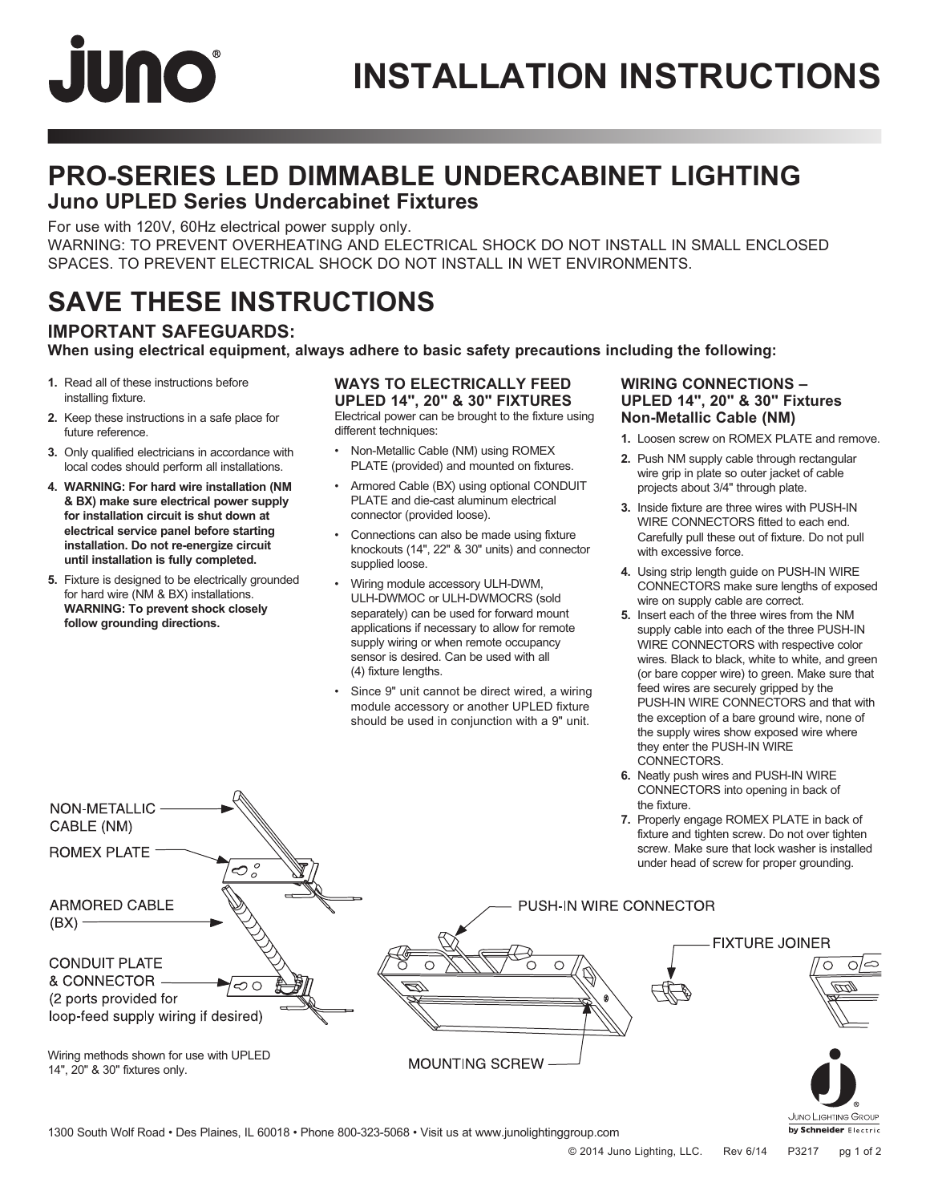# INSTALLATION INSTRUCTIONS

## PRO-SERIES LED DIMMABLE UNDERCABINET LIGHTING

### Juno UPLED Series Undercabinet Fixtures

For use with 120V, 60Hz electrical power supply only.
WARNING: TO PREVENT OVERHEATING AND ELECTRICAL SHOCK DO NOT INSTALL IN SMALL ENCLOSED SPACES. TO PREVENT ELECTRICAL SHOCK DO NOT INSTALL IN WET ENVIRONMENTS.

## SAVE THESE INSTRUCTIONS

### IMPORTANT SAFEGUARDS:

**When using electrical equipment, always adhere to basic safety precautions including the following:**

1. Read all of these instructions before installing fixture.
2. Keep these instructions in a safe place for future reference.
3. Only qualified electricians in accordance with local codes should perform all installations.
4. **WARNING: For hard wire installation (NM & BX) make sure electrical power supply for installation circuit is shut down at electrical service panel before starting installation. Do not re-energize circuit until installation is fully completed.**
5. Fixture is designed to be electrically grounded for hard wire (NM & BX) installations. **WARNING: To prevent shock closely follow grounding directions.**

### WAYS TO ELECTRICALLY FEED UPLED 14", 20" & 30" FIXTURES

Electrical power can be brought to the fixture using different techniques:

- Non-Metallic Cable (NM) using ROMEX PLATE (provided) and mounted on fixtures.
- Armored Cable (BX) using optional CONDUIT PLATE and die-cast aluminum electrical connector (provided loose).
- Connections can also be made using fixture knockouts (14", 22" & 30" units) and connector supplied loose.
- Wiring module accessory ULH-DWM, ULH-DWMOC or ULH-DWMOCRS (sold separately) can be used for forward mount applications if necessary to allow for remote supply wiring or when remote occupancy sensor is desired. Can be used with all (4) fixture lengths.
- Since 9" unit cannot be direct wired, a wiring module accessory or another UPLED fixture should be used in conjunction with a 9" unit.

### WIRING CONNECTIONS – UPLED 14", 20" & 30" Fixtures Non-Metallic Cable (NM)

1. Loosen screw on ROMEX PLATE and remove.
2. Push NM supply cable through rectangular wire grip in plate so outer jacket of cable projects about 3/4" through plate.
3. Inside fixture are three wires with PUSH-IN WIRE CONNECTORS fitted to each end. Carefully pull these out of fixture. Do not pull with excessive force.
4. Using strip length guide on PUSH-IN WIRE CONNECTORS make sure lengths of exposed wire on supply cable are correct.
5. Insert each of the three wires from the NM supply cable into each of the three PUSH-IN WIRE CONNECTORS with respective color wires. Black to black, white to white, and green (or bare copper wire) to green. Make sure that feed wires are securely gripped by the PUSH-IN WIRE CONNECTORS and that with the exception of a bare ground wire, none of the supply wires show exposed wire where they enter the PUSH-IN WIRE CONNECTORS.
6. Neatly push wires and PUSH-IN WIRE CONNECTORS into opening in back of the fixture.
7. Properly engage ROMEX PLATE in back of fixture and tighten screw. Do not over tighten screw. Make sure that lock washer is installed under head of screw for proper grounding.

NON-METALLIC CABLE (NM)
ROMEX PLATE
ARMORED CABLE (BX)
CONDUIT PLATE & CONNECTOR (2 ports provided for loop-feed supply wiring if desired)
PUSH-IN WIRE CONNECTOR
FIXTURE JOINER
MOUNTING SCREW

Wiring methods shown for use with UPLED 14", 20" & 30" fixtures only.

1300 South Wolf Road • Des Plaines, IL 60018 • Phone 800-323-5068 • Visit us at www.junolightinggroup.com

© 2014 Juno Lighting, LLC. Rev 6/14 P3217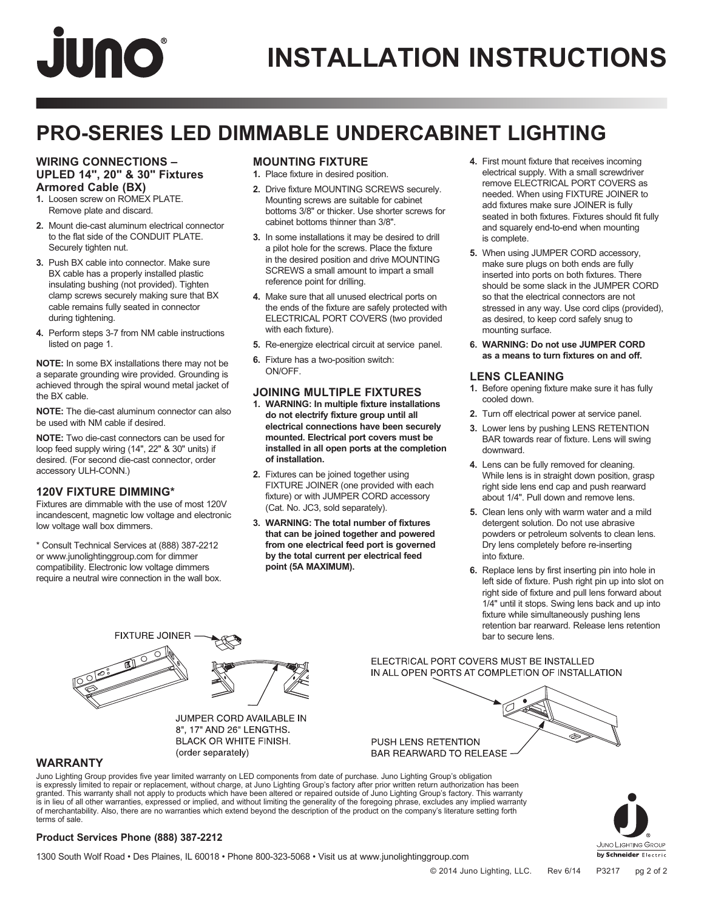# INSTALLATION INSTRUCTIONS

## PRO-SERIES LED DIMMABLE UNDERCABINET LIGHTING

### WIRING CONNECTIONS – UPLED 14", 20" & 30" Fixtures Armored Cable (BX)

1. Loosen screw on ROMEX PLATE. Remove plate and discard.
2. Mount die-cast aluminum electrical connector to the flat side of the CONDUIT PLATE. Securely tighten nut.
3. Push BX cable into connector. Make sure BX cable has a properly installed plastic insulating bushing (not provided). Tighten clamp screws securely making sure that BX cable remains fully seated in connector during tightening.
4. Perform steps 3-7 from NM cable instructions listed on page 1.

**NOTE:** In some BX installations there may not be a separate grounding wire provided. Grounding is achieved through the spiral wound metal jacket of the BX cable.

**NOTE:** The die-cast aluminum connector can also be used with NM cable if desired.

**NOTE:** Two die-cast connectors can be used for loop feed supply wiring (14", 22" & 30" units) if desired. (For second die-cast connector, order accessory ULH-CONN.)

### 120V FIXTURE DIMMING*

Fixtures are dimmable with the use of most 120V incandescent, magnetic low voltage and electronic low voltage wall box dimmers.

* Consult Technical Services at (888) 387-2212 or www.junolightinggroup.com for dimmer compatibility. Electronic low voltage dimmers require a neutral wire connection in the wall box.

### MOUNTING FIXTURE

1. Place fixture in desired position.
2. Drive fixture MOUNTING SCREWS securely. Mounting screws are suitable for cabinet bottoms 3/8" or thicker. Use shorter screws for cabinet bottoms thinner than 3/8".
3. In some installations it may be desired to drill a pilot hole for the screws. Place the fixture in the desired position and drive MOUNTING SCREWS a small amount to impart a small reference point for drilling.
4. Make sure that all unused electrical ports on the ends of the fixture are safely protected with ELECTRICAL PORT COVERS (two provided with each fixture).
5. Re-energize electrical circuit at service panel.
6. Fixture has a two-position switch: ON/OFF.

### JOINING MULTIPLE FIXTURES

1. **WARNING: In multiple fixture installations do not electrify fixture group until all electrical connections have been securely mounted. Electrical port covers must be installed in all open ports at the completion of installation.**
2. Fixtures can be joined together using FIXTURE JOINER (one provided with each fixture) or with JUMPER CORD accessory (Cat. No. JC3, sold separately).
3. **WARNING: The total number of fixtures that can be joined together and powered from one electrical feed port is governed by the total current per electrical feed point (5A MAXIMUM).**
4. First mount fixture that receives incoming electrical supply. With a small screwdriver remove ELECTRICAL PORT COVERS as needed. When using FIXTURE JOINER to add fixtures make sure JOINER is fully seated in both fixtures. Fixtures should fit fully and squarely end-to-end when mounting is complete.
5. When using JUMPER CORD accessory, make sure plugs on both ends are fully inserted into ports on both fixtures. There should be some slack in the JUMPER CORD so that the electrical connectors are not stressed in any way. Use cord clips (provided), as desired, to keep cord safely snug to mounting surface.
6. **WARNING: Do not use JUMPER CORD as a means to turn fixtures on and off.**

### LENS CLEANING

1. Before opening fixture make sure it has fully cooled down.
2. Turn off electrical power at service panel.
3. Lower lens by pushing LENS RETENTION BAR towards rear of fixture. Lens will swing downward.
4. Lens can be fully removed for cleaning. While lens is in straight down position, grasp right side lens end cap and push rearward about 1/4". Pull down and remove lens.
5. Clean lens only with warm water and a mild detergent solution. Do not use abrasive powders or petroleum solvents to clean lens. Dry lens completely before re-inserting into fixture.
6. Replace lens by first inserting pin into hole in left side of fixture. Push right pin up into slot on right side of fixture and pull lens forward about 1/4" until it stops. Swing lens back and up into fixture while simultaneously pushing lens retention bar rearward. Release lens retention bar to secure lens.

FIXTURE JOINER

JUMPER CORD AVAILABLE IN 8", 17" AND 26" LENGTHS. BLACK OR WHITE FINISH. (order separately)

ELECTRICAL PORT COVERS MUST BE INSTALLED IN ALL OPEN PORTS AT COMPLETION OF INSTALLATION

PUSH LENS RETENTION BAR REARWARD TO RELEASE

### WARRANTY

Juno Lighting Group provides five year limited warranty on LED components from date of purchase. Juno Lighting Group's obligation is expressly limited to repair or replacement, without charge, at Juno Lighting Group's factory after prior written return authorization has been granted. This warranty shall not apply to products which have been altered or repaired outside of Juno Lighting Group's factory. This warranty is in lieu of all other warranties, expressed or implied, and without limiting the generality of the foregoing phrase, excludes any implied warranty of merchantability. Also, there are no warranties which extend beyond the description of the product on the company's literature setting forth terms of sale.

**Product Services Phone (888) 387-2212**

1300 South Wolf Road • Des Plaines, IL 60018 • Phone 800-323-5068 • Visit us at www.junolightinggroup.com

© 2014 Juno Lighting, LLC. Rev 6/14 P3217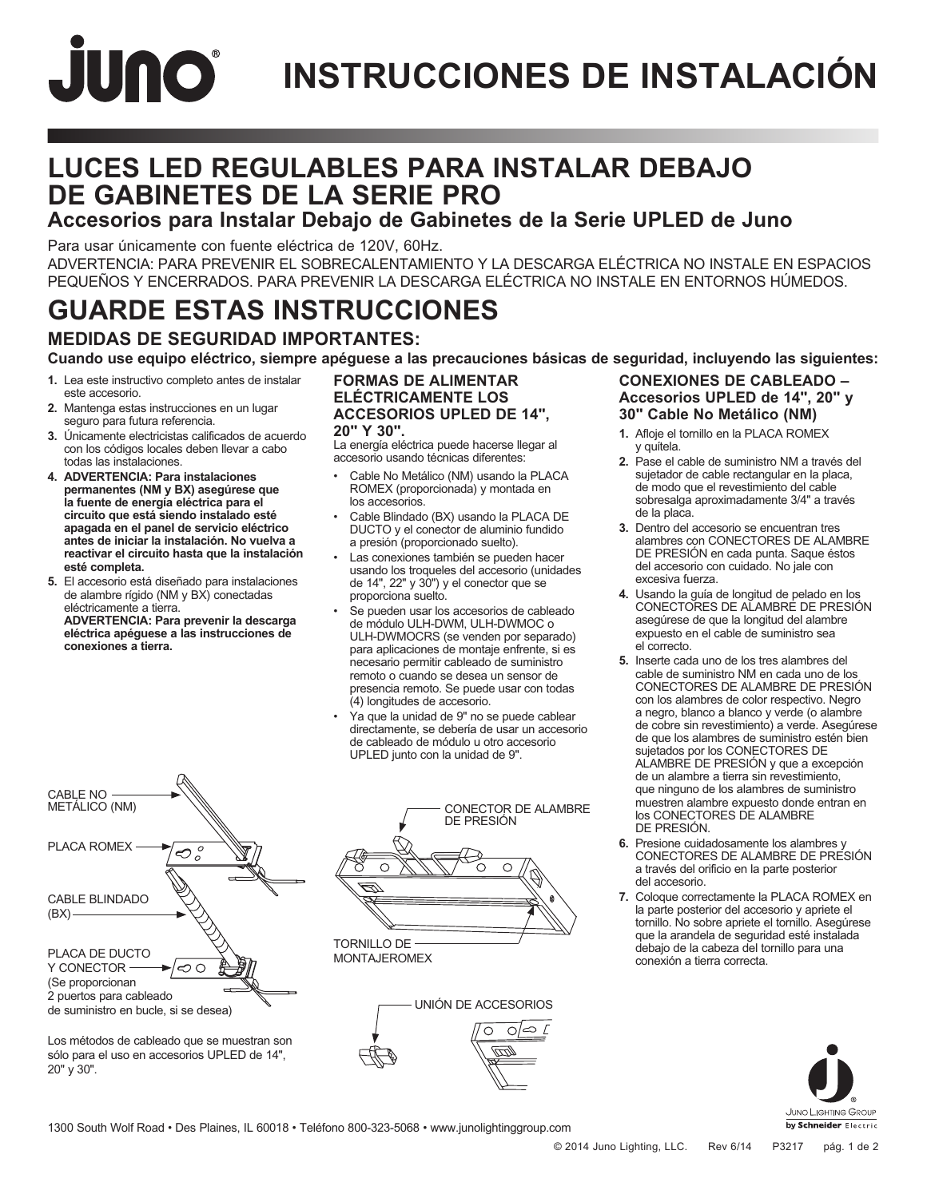# INSTRUCCIONES DE INSTALACIÓN

## LUCES LED REGULABLES PARA INSTALAR DEBAJO DE GABINETES DE LA SERIE PRO

### Accesorios para Instalar Debajo de Gabinetes de la Serie UPLED de Juno

Para usar únicamente con fuente eléctrica de 120V, 60Hz.

ADVERTENCIA: PARA PREVENIR EL SOBRECALENTAMIENTO Y LA DESCARGA ELÉCTRICA NO INSTALE EN ESPACIOS PEQUEÑOS Y ENCERRADOS. PARA PREVENIR LA DESCARGA ELÉCTRICA NO INSTALE EN ENTORNOS HÚMEDOS.

## GUARDE ESTAS INSTRUCCIONES

### MEDIDAS DE SEGURIDAD IMPORTANTES:

**Cuando use equipo eléctrico, siempre apéguese a las precauciones básicas de seguridad, incluyendo las siguientes:**

1. Lea este instructivo completo antes de instalar este accesorio.
2. Mantenga estas instrucciones en un lugar seguro para futura referencia.
3. Únicamente electricistas calificados de acuerdo con los códigos locales deben llevar a cabo todas las instalaciones.
4. **ADVERTENCIA: Para instalaciones permanentes (NM y BX) asegúrese que la fuente de energía eléctrica para el circuito que está siendo instalado esté apagada en el panel de servicio eléctrico antes de iniciar la instalación. No vuelva a reactivar el circuito hasta que la instalación esté completa.**
5. El accesorio está diseñado para instalaciones de alambre rígido (NM y BX) conectadas eléctricamente a tierra.
   **ADVERTENCIA: Para prevenir la descarga eléctrica apéguese a las instrucciones de conexiones a tierra.**

### FORMAS DE ALIMENTAR ELÉCTRICAMENTE LOS ACCESORIOS UPLED DE 14", 20" Y 30".

La energía eléctrica puede hacerse llegar al accesorio usando técnicas diferentes:

- Cable No Metálico (NM) usando la PLACA ROMEX (proporcionada) y montada en los accesorios.
- Cable Blindado (BX) usando la PLACA DE DUCTO y el conector de aluminio fundido a presión (proporcionado suelto).
- Las conexiones también se pueden hacer usando los troqueles del accesorio (unidades de 14", 22" y 30") y el conector que se proporciona suelto.
- Se pueden usar los accesorios de cableado de módulo ULH-DWM, ULH-DWMOC o ULH-DWMOCRS (se venden por separado) para aplicaciones de montaje enfrente, si es necesario permitir cableado de suministro remoto o cuando se desea un sensor de presencia remoto. Se puede usar con todas (4) longitudes de accesorio.
- Ya que la unidad de 9" no se puede cablear directamente, se debería de usar un accesorio de cableado de módulo u otro accesorio UPLED junto con la unidad de 9".

### CONEXIONES DE CABLEADO – Accesorios UPLED de 14", 20" y 30" Cable No Metálico (NM)

1. Afloje el tornillo en la PLACA ROMEX y quítela.
2. Pase el cable de suministro NM a través del sujetador de cable rectangular en la placa, de modo que el revestimiento del cable sobresalga aproximadamente 3/4" a través de la placa.
3. Dentro del accesorio se encuentran tres alambres con CONECTORES DE ALAMBRE DE PRESIÓN en cada punta. Saque éstos del accesorio con cuidado. No jale con excesiva fuerza.
4. Usando la guía de longitud de pelado en los CONECTORES DE ALAMBRE DE PRESIÓN asegúrese de que la longitud del alambre expuesto en el cable de suministro sea el correcto.
5. Inserte cada uno de los tres alambres del cable de suministro NM en cada uno de los CONECTORES DE ALAMBRE DE PRESIÓN con los alambres de color respectivo. Negro a negro, blanco a blanco y verde (o alambre de cobre sin revestimiento) a verde. Asegúrese de que los alambres de suministro estén bien sujetados por los CONECTORES DE ALAMBRE DE PRESIÓN y que a excepción de un alambre a tierra sin revestimiento, que ninguno de los alambres de suministro muestren alambre expuesto donde entran en los CONECTORES DE ALAMBRE DE PRESIÓN.
6. Presione cuidadosamente los alambres y CONECTORES DE ALAMBRE DE PRESIÓN a través del orificio en la parte posterior del accesorio.
7. Coloque correctamente la PLACA ROMEX en la parte posterior del accesorio y apriete el tornillo. No sobre apriete el tornillo. Asegúrese que la arandela de seguridad esté instalada debajo de la cabeza del tornillo para una conexión a tierra correcta.

CABLE NO METÁLICO (NM)

PLACA ROMEX

CABLE BLINDADO (BX)

PLACA DE DUCTO Y CONECTOR (Se proporcionan 2 puertos para cableado de suministro en bucle, si se desea)

CONECTOR DE ALAMBRE DE PRESIÓN

TORNILLO DE MONTAJEROMEX

UNIÓN DE ACCESORIOS

Los métodos de cableado que se muestran son sólo para el uso en accesorios UPLED de 14", 20" y 30".

1300 South Wolf Road • Des Plaines, IL 60018 • Teléfono 800-323-5068 • www.junolightinggroup.com

© 2014 Juno Lighting, LLC. Rev 6/14 P3217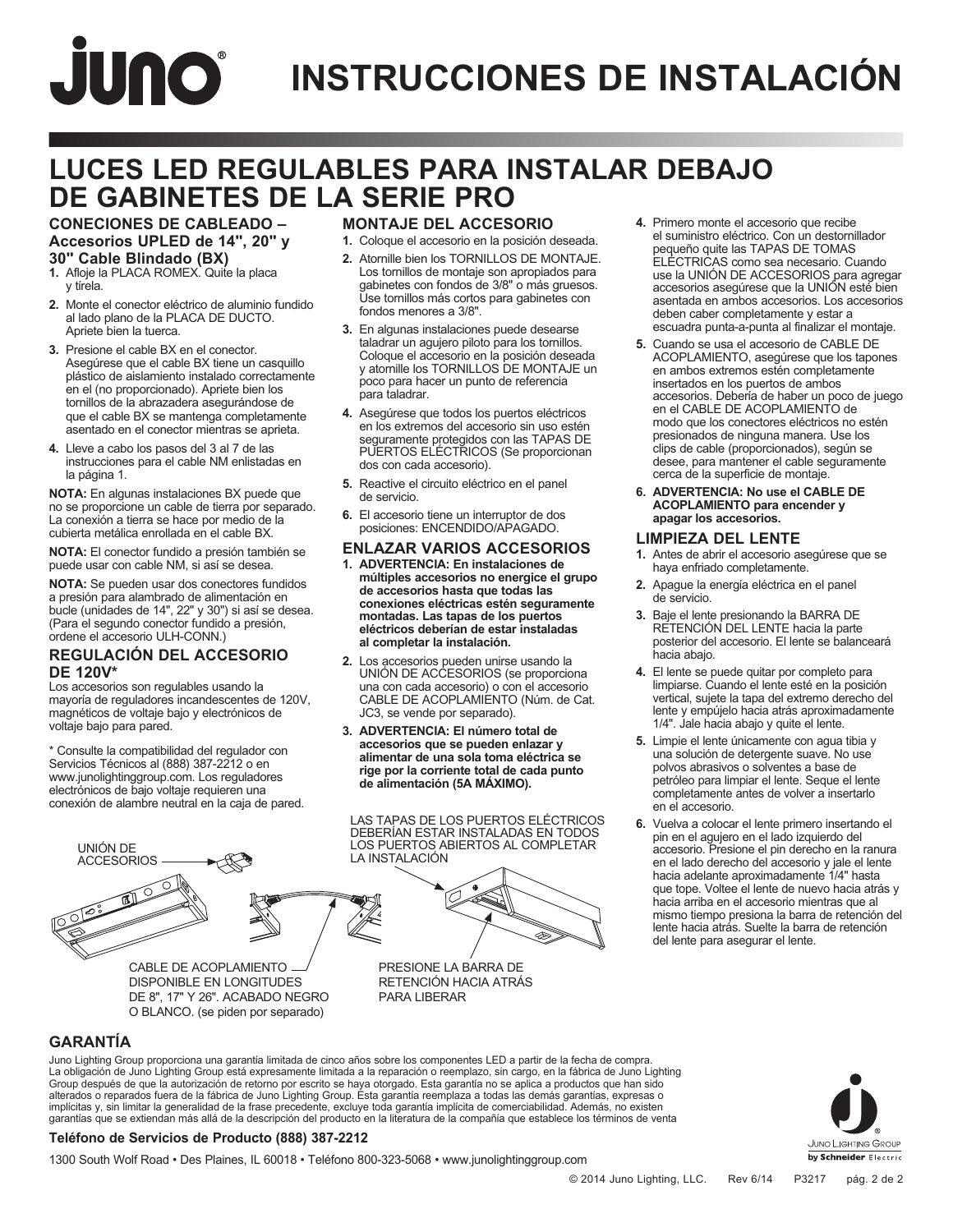# INSTRUCCIONES DE INSTALACIÓN

## LUCES LED REGULABLES PARA INSTALAR DEBAJO DE GABINETES DE LA SERIE PRO

### CONECIONES DE CABLEADO – Accesorios UPLED de 14", 20" y 30" Cable Blindado (BX)

1. Afloje la PLACA ROMEX. Quite la placa y tírela.
2. Monte el conector eléctrico de aluminio fundido al lado plano de la PLACA DE DUCTO. Apriete bien la tuerca.
3. Presione el cable BX en el conector. Asegúrese que el cable BX tiene un casquillo plástico de aislamiento instalado correctamente en el (no proporcionado). Apriete bien los tornillos de la abrazadera asegurándose de que el cable BX se mantenga completamente asentado en el conector mientras se aprieta.
4. Lleve a cabo los pasos del 3 al 7 de las instrucciones para el cable NM enlistadas en la página 1.

**NOTA:** En algunas instalaciones BX puede que no se proporcione un cable de tierra por separado. La conexión a tierra se hace por medio de la cubierta metálica enrollada en el cable BX.

**NOTA:** El conector fundido a presión también se puede usar con cable NM, si así se desea.

**NOTA:** Se pueden usar dos conectores fundidos a presión para alambrado de alimentación en bucle (unidades de 14", 22" y 30") si así se desea. (Para el segundo conector fundido a presión, ordene el accesorio ULH-CONN.)

### REGULACIÓN DEL ACCESORIO DE 120V*

Los accesorios son regulables usando la mayoría de reguladores incandescentes de 120V, magnéticos de voltaje bajo y electrónicos de voltaje bajo para pared.

\* Consulte la compatibilidad del regulador con Servicios Técnicos al (888) 387-2212 o en www.junolightinggroup.com. Los reguladores electrónicos de bajo voltaje requieren una conexión de alambre neutral en la caja de pared.

### MONTAJE DEL ACCESORIO

1. Coloque el accesorio en la posición deseada.
2. Atornille bien los TORNILLOS DE MONTAJE. Los tornillos de montaje son apropiados para gabinetes con fondos de 3/8" o más gruesos. Use tornillos más cortos para gabinetes con fondos menores a 3/8".
3. En algunas instalaciones puede desearse taladrar un agujero piloto para los tornillos. Coloque el accesorio en la posición deseada y atornille los TORNILLOS DE MONTAJE un poco para hacer un punto de referencia para taladrar.
4. Asegúrese que todos los puertos eléctricos en los extremos del accesorio sin uso estén seguramente protegidos con las TAPAS DE PUERTOS ELÉCTRICOS (Se proporcionan dos con cada accesorio).
5. Reactive el circuito eléctrico en el panel de servicio.
6. El accesorio tiene un interruptor de dos posiciones: ENCENDIDO/APAGADO.

### ENLAZAR VARIOS ACCESORIOS

1. **ADVERTENCIA: En instalaciones de múltiples accesorios no energice el grupo de accesorios hasta que todas las conexiones eléctricas estén seguramente montadas. Las tapas de los puertos eléctricos deberían de estar instaladas al completar la instalación.**
2. Los accesorios pueden unirse usando la UNIÓN DE ACCESORIOS (se proporciona una con cada accesorio) o con el accesorio CABLE DE ACOPLAMIENTO (Núm. de Cat. JC3, se vende por separado).
3. **ADVERTENCIA: El número total de accesorios que se pueden enlazar y alimentar de una sola toma eléctrica se rige por la corriente total de cada punto de alimentación (5A MÁXIMO).**
4. Primero monte el accesorio que recibe el suministro eléctrico. Con un destornillador pequeño quite las TAPAS DE TOMAS ELÉCTRICAS como sea necesario. Cuando use la UNIÓN DE ACCESORIOS para agregar accesorios asegúrese que la UNIÓN esté bien asentada en ambos accesorios. Los accesorios deben caber completamente y estar a escuadra punta-a-punta al finalizar el montaje.
5. Cuando se usa el accesorio de CABLE DE ACOPLAMIENTO, asegúrese que los tapones en ambos extremos estén completamente insertados en los puertos de ambos accesorios. Debería de haber un poco de juego en el CABLE DE ACOPLAMIENTO de modo que los conectores eléctricos no estén presionados de ninguna manera. Use los clips de cable (proporcionados), según se desee, para mantener el cable seguramente cerca de la superficie de montaje.
6. **ADVERTENCIA: No use el CABLE DE ACOPLAMIENTO para encender y apagar los accesorios.**

### LIMPIEZA DEL LENTE

1. Antes de abrir el accesorio asegúrese que se haya enfriado completamente.
2. Apague la energía eléctrica en el panel de servicio.
3. Baje el lente presionando la BARRA DE RETENCIÓN DEL LENTE hacia la parte posterior del accesorio. El lente se balanceará hacia abajo.
4. El lente se puede quitar por completo para limpiarse. Cuando el lente esté en la posición vertical, sujete la tapa del extremo derecho del lente y empújelo hacia atrás aproximadamente 1/4". Jale hacia abajo y quite el lente.
5. Limpie el lente únicamente con agua tibia y una solución de detergente suave. No use polvos abrasivos o solventes a base de petróleo para limpiar el lente. Seque el lente completamente antes de volver a insertarlo en el accesorio.
6. Vuelva a colocar el lente primero insertando el pin en el agujero en el lado izquierdo del accesorio. Presione el pin derecho en la ranura en el lado derecho del accesorio y jale el lente hacia adelante aproximadamente 1/4" hasta que tope. Voltee el lente de nuevo hacia atrás y hacia arriba en el accesorio mientras que al mismo tiempo presiona la barra de retención del lente hacia atrás. Suelte la barra de retención del lente para asegurar el lente.

UNIÓN DE ACCESORIOS

CABLE DE ACOPLAMIENTO DISPONIBLE EN LONGITUDES DE 8", 17" Y 26". ACABADO NEGRO O BLANCO. (se piden por separado)

LAS TAPAS DE LOS PUERTOS ELÉCTRICOS DEBERÍAN ESTAR INSTALADAS EN TODOS LOS PUERTOS ABIERTOS AL COMPLETAR LA INSTALACIÓN

PRESIONE LA BARRA DE RETENCIÓN HACIA ATRÁS PARA LIBERAR

### GARANTÍA

Juno Lighting Group proporciona una garantía limitada de cinco años sobre los componentes LED a partir de la fecha de compra. La obligación de Juno Lighting Group está expresamente limitada a la reparación o reemplazo, sin cargo, en la fábrica de Juno Lighting Group después de que la autorización de retorno por escrito se haya otorgado. Esta garantía no se aplica a productos que han sido alterados o reparados fuera de la fábrica de Juno Lighting Group. Esta garantía reemplaza a todas las demás garantías, expresas o implícitas y, sin limitar la generalidad de la frase precedente, excluye toda garantía implícita de comerciabilidad. Además, no existen garantías que se extiendan más allá de la descripción del producto en la literatura de la compañía que establece los términos de venta

**Teléfono de Servicios de Producto (888) 387-2212**

1300 South Wolf Road • Des Plaines, IL 60018 • Teléfono 800-323-5068 • www.junolightinggroup.com

Juno Lighting Group by Schneider Electric

© 2014 Juno Lighting, LLC. Rev 6/14 P3217